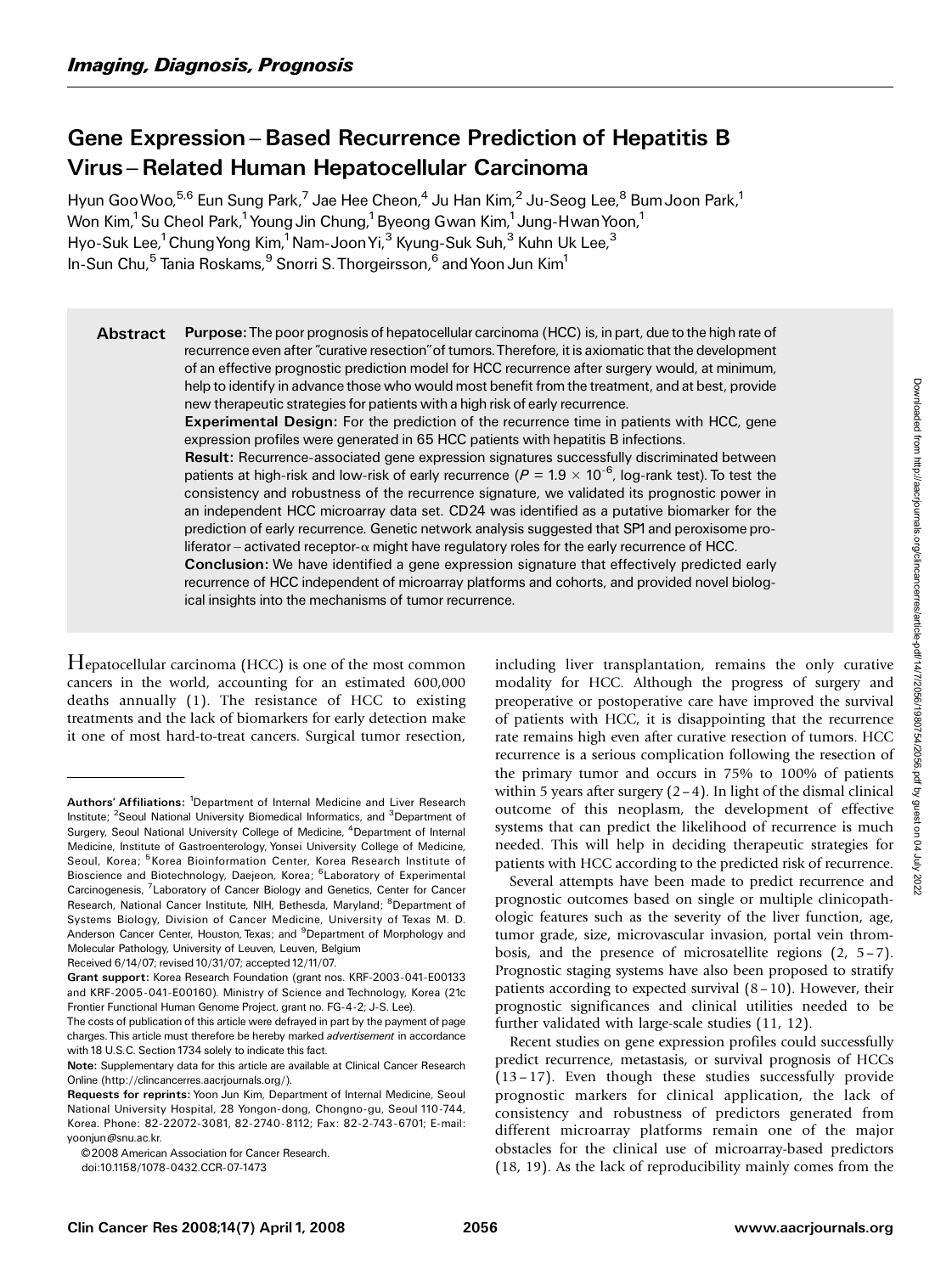*Imaging, Diagnosis, Prognosis*

# Gene Expression–Based Recurrence Prediction of Hepatitis B Virus–Related Human Hepatocellular Carcinoma

Hyun Goo Woo,[5,6] Eun Sung Park,[7] Jae Hee Cheon,[4] Ju Han Kim,[2] Ju-Seog Lee,[8] Bum Joon Park,[1] Won Kim,[1] Su Cheol Park,[1] Young Jin Chung,[1] Byeong Gwan Kim,[1] Jung-Hwan Yoon,[1] Hyo-Suk Lee,[1] Chung Yong Kim,[1] Nam-Joon Yi,[3] Kyung-Suk Suh,[3] Kuhn Uk Lee,[3] In-Sun Chu,[5] Tania Roskams,[9] Snorri S. Thorgeirsson,[6] and Yoon Jun Kim[1]

**Abstract**

**Purpose:** The poor prognosis of hepatocellular carcinoma (HCC) is, in part, due to the high rate of recurrence even after "curative resection" of tumors. Therefore, it is axiomatic that the development of an effective prognostic prediction model for HCC recurrence after surgery would, at minimum, help to identify in advance those who would most benefit from the treatment, and at best, provide new therapeutic strategies for patients with a high risk of early recurrence.

**Experimental Design:** For the prediction of the recurrence time in patients with HCC, gene expression profiles were generated in 65 HCC patients with hepatitis B infections.

**Result:** Recurrence-associated gene expression signatures successfully discriminated between patients at high-risk and low-risk of early recurrence ($P = 1.9 \times 10^{-6}$, log-rank test). To test the consistency and robustness of the recurrence signature, we validated its prognostic power in an independent HCC microarray data set. CD24 was identified as a putative biomarker for the prediction of early recurrence. Genetic network analysis suggested that SP1 and peroxisome proliferator–activated receptor-$\alpha$ might have regulatory roles for the early recurrence of HCC.

**Conclusion:** We have identified a gene expression signature that effectively predicted early recurrence of HCC independent of microarray platforms and cohorts, and provided novel biological insights into the mechanisms of tumor recurrence.

Hepatocellular carcinoma (HCC) is one of the most common cancers in the world, accounting for an estimated 600,000 deaths annually (1). The resistance of HCC to existing treatments and the lack of biomarkers for early detection make it one of most hard-to-treat cancers. Surgical tumor resection, including liver transplantation, remains the only curative modality for HCC. Although the progress of surgery and preoperative or postoperative care have improved the survival of patients with HCC, it is disappointing that the recurrence rate remains high even after curative resection of tumors. HCC recurrence is a serious complication following the resection of the primary tumor and occurs in 75% to 100% of patients within 5 years after surgery (2–4). In light of the dismal clinical outcome of this neoplasm, the development of effective systems that can predict the likelihood of recurrence is much needed. This will help in deciding therapeutic strategies for patients with HCC according to the predicted risk of recurrence.

Several attempts have been made to predict recurrence and prognostic outcomes based on single or multiple clinicopathologic features such as the severity of the liver function, age, tumor grade, size, microvascular invasion, portal vein thrombosis, and the presence of microsatellite regions (2, 5–7). Prognostic staging systems have also been proposed to stratify patients according to expected survival (8–10). However, their prognostic significances and clinical utilities needed to be further validated with large-scale studies (11, 12).

Recent studies on gene expression profiles could successfully predict recurrence, metastasis, or survival prognosis of HCCs (13–17). Even though these studies successfully provide prognostic markers for clinical application, the lack of consistency and robustness of predictors generated from different microarray platforms remain one of the major obstacles for the clinical use of microarray-based predictors (18, 19). As the lack of reproducibility mainly comes from the

---

**Authors' Affiliations:** [1]Department of Internal Medicine and Liver Research Institute; [2]Seoul National University Biomedical Informatics, and [3]Department of Surgery, Seoul National University College of Medicine, [4]Department of Internal Medicine, Institute of Gastroenterology, Yonsei University College of Medicine, Seoul, Korea; [5]Korea Bioinformation Center, Korea Research Institute of Bioscience and Biotechnology, Daejeon, Korea; [6]Laboratory of Experimental Carcinogenesis, [7]Laboratory of Cancer Biology and Genetics, Center for Cancer Research, National Cancer Institute, NIH, Bethesda, Maryland; [8]Department of Systems Biology, Division of Cancer Medicine, University of Texas M. D. Anderson Cancer Center, Houston, Texas; and [9]Department of Morphology and Molecular Pathology, University of Leuven, Leuven, Belgium

Received 6/14/07; revised 10/31/07; accepted 12/11/07.

**Grant support:** Korea Research Foundation (grant nos. KRF-2003-041-E00133 and KRF-2005-041-E00160). Ministry of Science and Technology, Korea (21c Frontier Functional Human Genome Project, grant no. FG-4-2; J-S. Lee).

The costs of publication of this article were defrayed in part by the payment of page charges. This article must therefore be hereby marked *advertisement* in accordance with 18 U.S.C. Section 1734 solely to indicate this fact.

**Note:** Supplementary data for this article are available at Clinical Cancer Research Online (http://clincancerres.aacrjournals.org/).

**Requests for reprints:** Yoon Jun Kim, Department of Internal Medicine, Seoul National University Hospital, 28 Yongon-dong, Chongno-gu, Seoul 110-744, Korea. Phone: 82-22072-3081, 82-2740-8112; Fax: 82-2-743-6701; E-mail: yoonjun@snu.ac.kr.

©2008 American Association for Cancer Research.

doi:10.1158/1078-0432.CCR-07-1473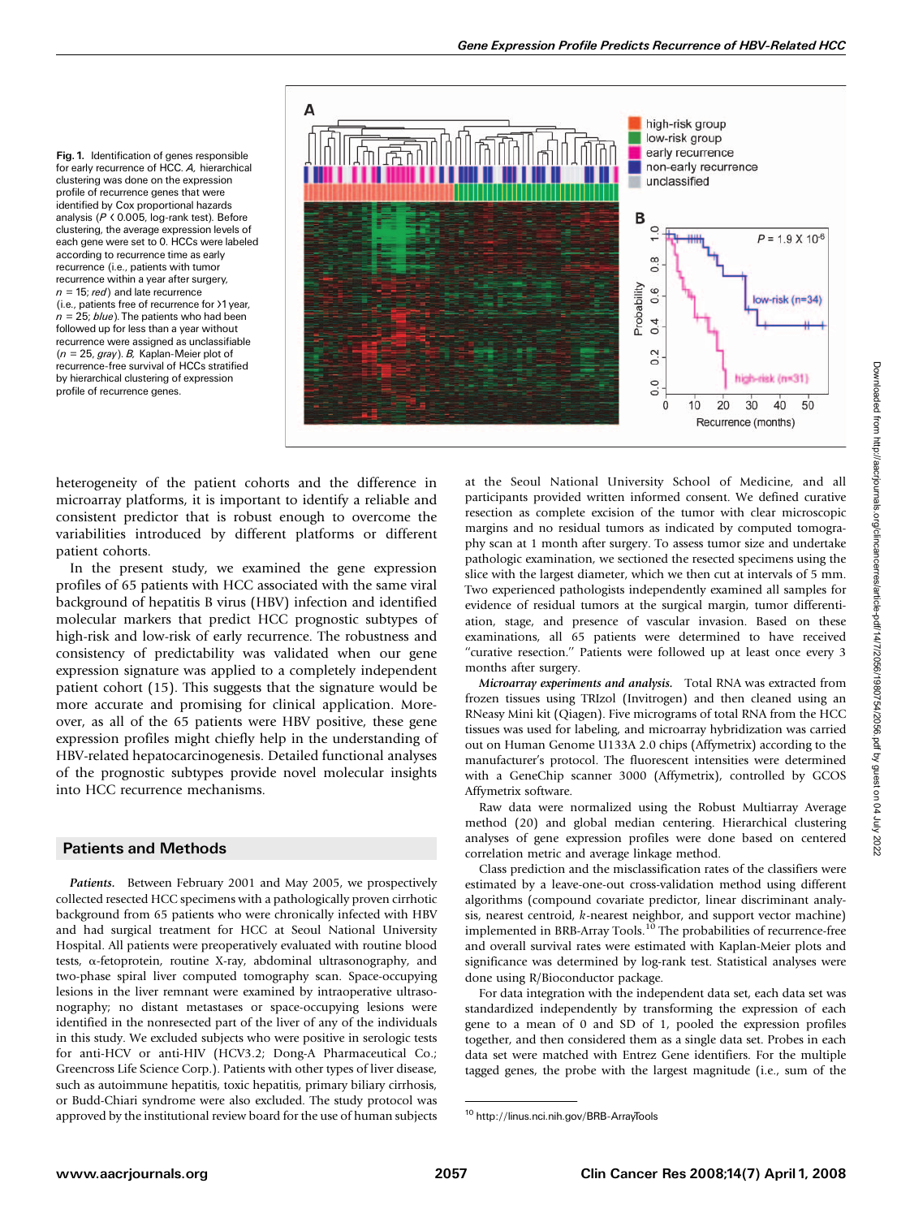Fig. 1. Identification of genes responsible for early recurrence of HCC. *A,* hierarchical clustering was done on the expression profile of recurrence genes that were identified by Cox proportional hazards analysis ($P < 0.005$, log-rank test). Before clustering, the average expression levels of each gene were set to 0. HCCs were labeled according to recurrence time as early recurrence (i.e., patients with tumor recurrence within a year after surgery, $n = 15$; *red*) and late recurrence (i.e., patients free of recurrence for >1 year, $n = 25$; *blue*). The patients who had been followed up for less than a year without recurrence were assigned as unclassifiable ($n = 25$, *gray*). *B,* Kaplan-Meier plot of recurrence-free survival of HCCs stratified by hierarchical clustering of expression profile of recurrence genes.

heterogeneity of the patient cohorts and the difference in microarray platforms, it is important to identify a reliable and consistent predictor that is robust enough to overcome the variabilities introduced by different platforms or different patient cohorts.

In the present study, we examined the gene expression profiles of 65 patients with HCC associated with the same viral background of hepatitis B virus (HBV) infection and identified molecular markers that predict HCC prognostic subtypes of high-risk and low-risk of early recurrence. The robustness and consistency of predictability was validated when our gene expression signature was applied to a completely independent patient cohort (15). This suggests that the signature would be more accurate and promising for clinical application. Moreover, as all of the 65 patients were HBV positive, these gene expression profiles might chiefly help in the understanding of HBV-related hepatocarcinogenesis. Detailed functional analyses of the prognostic subtypes provide novel molecular insights into HCC recurrence mechanisms.

## Patients and Methods

*Patients.* Between February 2001 and May 2005, we prospectively collected resected HCC specimens with a pathologically proven cirrhotic background from 65 patients who were chronically infected with HBV and had surgical treatment for HCC at Seoul National University Hospital. All patients were preoperatively evaluated with routine blood tests, α-fetoprotein, routine X-ray, abdominal ultrasonography, and two-phase spiral liver computed tomography scan. Space-occupying lesions in the liver remnant were examined by intraoperative ultrasonography; no distant metastases or space-occupying lesions were identified in the nonresected part of the liver of any of the individuals in this study. We excluded subjects who were positive in serologic tests for anti-HCV or anti-HIV (HCV3.2; Dong-A Pharmaceutical Co.; Greencross Life Science Corp.). Patients with other types of liver disease, such as autoimmune hepatitis, toxic hepatitis, primary biliary cirrhosis, or Budd-Chiari syndrome were also excluded. The study protocol was approved by the institutional review board for the use of human subjects at the Seoul National University School of Medicine, and all participants provided written informed consent. We defined curative resection as complete excision of the tumor with clear microscopic margins and no residual tumors as indicated by computed tomography scan at 1 month after surgery. To assess tumor size and undertake pathologic examination, we sectioned the resected specimens using the slice with the largest diameter, which we then cut at intervals of 5 mm. Two experienced pathologists independently examined all samples for evidence of residual tumors at the surgical margin, tumor differentiation, stage, and presence of vascular invasion. Based on these examinations, all 65 patients were determined to have received "curative resection." Patients were followed up at least once every 3 months after surgery.

*Microarray experiments and analysis.* Total RNA was extracted from frozen tissues using TRIzol (Invitrogen) and then cleaned using an RNeasy Mini kit (Qiagen). Five micrograms of total RNA from the HCC tissues was used for labeling, and microarray hybridization was carried out on Human Genome U133A 2.0 chips (Affymetrix) according to the manufacturer's protocol. The fluorescent intensities were determined with a GeneChip scanner 3000 (Affymetrix), controlled by GCOS Affymetrix software.

Raw data were normalized using the Robust Multiarray Average method (20) and global median centering. Hierarchical clustering analyses of gene expression profiles were done based on centered correlation metric and average linkage method.

Class prediction and the misclassification rates of the classifiers were estimated by a leave-one-out cross-validation method using different algorithms (compound covariate predictor, linear discriminant analysis, nearest centroid, *k*-nearest neighbor, and support vector machine) implemented in BRB-Array Tools.[10] The probabilities of recurrence-free and overall survival rates were estimated with Kaplan-Meier plots and significance was determined by log-rank test. Statistical analyses were done using R/Bioconductor package.

For data integration with the independent data set, each data set was standardized independently by transforming the expression of each gene to a mean of 0 and SD of 1, pooled the expression profiles together, and then considered them as a single data set. Probes in each data set were matched with Entrez Gene identifiers. For the multiple tagged genes, the probe with the largest magnitude (i.e., sum of the

[10] http://linus.nci.nih.gov/BRB-ArrayTools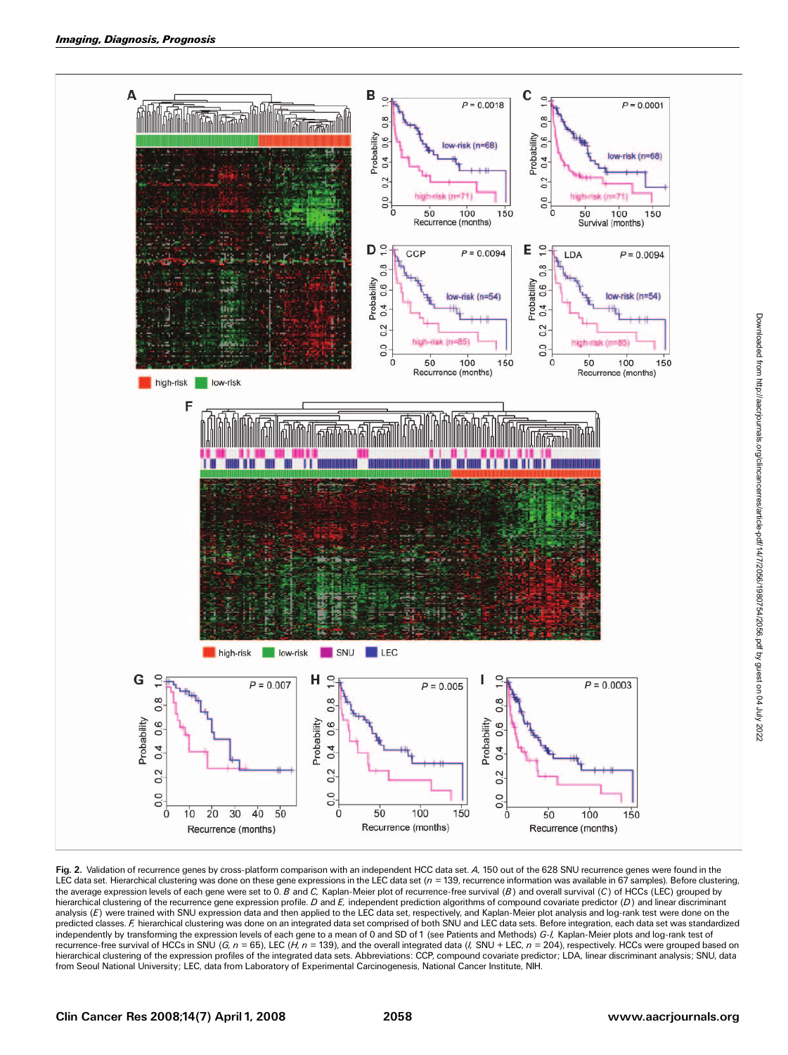**Fig. 2.** Validation of recurrence genes by cross-platform comparison with an independent HCC data set. *A,* 150 out of the 628 SNU recurrence genes were found in the LEC data set. Hierarchical clustering was done on these gene expressions in the LEC data set ($n$ = 139, recurrence information was available in 67 samples). Before clustering, the average expression levels of each gene were set to 0. *B* and *C,* Kaplan-Meier plot of recurrence-free survival (*B*) and overall survival (*C*) of HCCs (LEC) grouped by hierarchical clustering of the recurrence gene expression profile. *D* and *E,* independent prediction algorithms of compound covariate predictor (*D*) and linear discriminant analysis (*E*) were trained with SNU expression data and then applied to the LEC data set, respectively, and Kaplan-Meier plot analysis and log-rank test were done on the predicted classes. *F,* hierarchical clustering was done on an integrated data set comprised of both SNU and LEC data sets. Before integration, each data set was standardized independently by transforming the expression levels of each gene to a mean of 0 and SD of 1 (see Patients and Methods) *G-I,* Kaplan-Meier plots and log-rank test of recurrence-free survival of HCCs in SNU (*G,* $n$ = 65), LEC (*H,* $n$ = 139), and the overall integrated data (*I,* SNU + LEC, $n$ = 204), respectively. HCCs were grouped based on hierarchical clustering of the expression profiles of the integrated data sets. Abbreviations: CCP, compound covariate predictor; LDA, linear discriminant analysis; SNU, data from Seoul National University; LEC, data from Laboratory of Experimental Carcinogenesis, National Cancer Institute, NIH.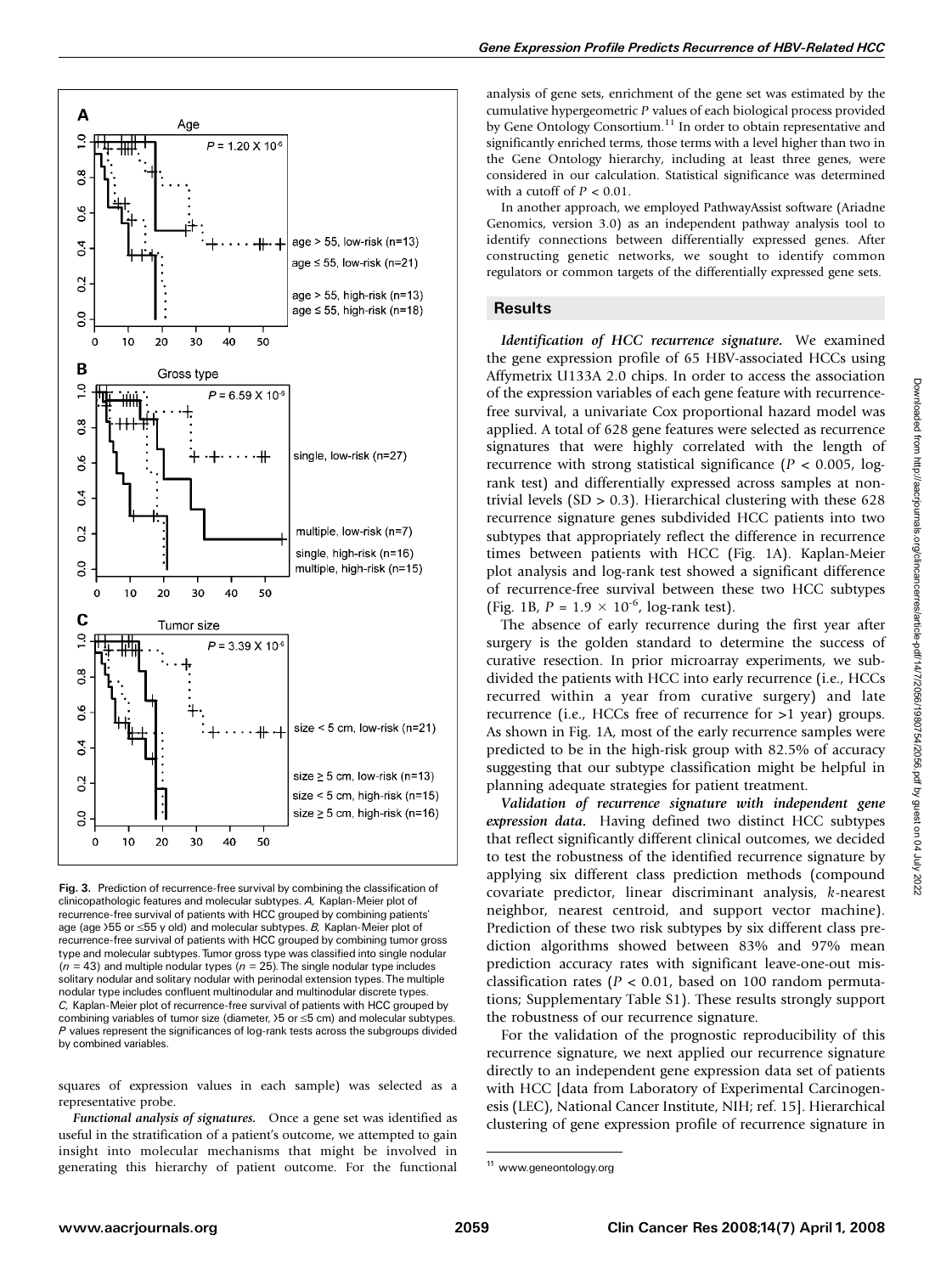Fig. 3. Prediction of recurrence-free survival by combining the classification of clinicopathologic features and molecular subtypes. *A,* Kaplan-Meier plot of recurrence-free survival of patients with HCC grouped by combining patients' age (age >55 or ≤55 y old) and molecular subtypes. *B,* Kaplan-Meier plot of recurrence-free survival of patients with HCC grouped by combining tumor gross type and molecular subtypes. Tumor gross type was classified into single nodular ($n$ = 43) and multiple nodular types ($n$ = 25). The single nodular type includes solitary nodular and solitary nodular with perinodal extension types. The multiple nodular type includes confluent multinodular and multinodular discrete types. *C,* Kaplan-Meier plot of recurrence-free survival of patients with HCC grouped by combining variables of tumor size (diameter, >5 or ≤5 cm) and molecular subtypes. $P$ values represent the significances of log-rank tests across the subgroups divided by combined variables.

squares of expression values in each sample) was selected as a representative probe.

***Functional analysis of signatures.*** Once a gene set was identified as useful in the stratification of a patient's outcome, we attempted to gain insight into molecular mechanisms that might be involved in generating this hierarchy of patient outcome. For the functional analysis of gene sets, enrichment of the gene set was estimated by the cumulative hypergeometric $P$ values of each biological process provided by Gene Ontology Consortium.[11] In order to obtain representative and significantly enriched terms, those terms with a level higher than two in the Gene Ontology hierarchy, including at least three genes, were considered in our calculation. Statistical significance was determined with a cutoff of $P < 0.01$.

In another approach, we employed PathwayAssist software (Ariadne Genomics, version 3.0) as an independent pathway analysis tool to identify connections between differentially expressed genes. After constructing genetic networks, we sought to identify common regulators or common targets of the differentially expressed gene sets.

## Results

***Identification of HCC recurrence signature.*** We examined the gene expression profile of 65 HBV-associated HCCs using Affymetrix U133A 2.0 chips. In order to access the association of the expression variables of each gene feature with recurrence-free survival, a univariate Cox proportional hazard model was applied. A total of 628 gene features were selected as recurrence signatures that were highly correlated with the length of recurrence with strong statistical significance ($P < 0.005$, log-rank test) and differentially expressed across samples at non-trivial levels (SD > 0.3). Hierarchical clustering with these 628 recurrence signature genes subdivided HCC patients into two subtypes that appropriately reflect the difference in recurrence times between patients with HCC (Fig. 1A). Kaplan-Meier plot analysis and log-rank test showed a significant difference of recurrence-free survival between these two HCC subtypes (Fig. 1B, $P = 1.9 \times 10^{-6}$, log-rank test).

The absence of early recurrence during the first year after surgery is the golden standard to determine the success of curative resection. In prior microarray experiments, we subdivided the patients with HCC into early recurrence (i.e., HCCs recurred within a year from curative surgery) and late recurrence (i.e., HCCs free of recurrence for >1 year) groups. As shown in Fig. 1A, most of the early recurrence samples were predicted to be in the high-risk group with 82.5% of accuracy suggesting that our subtype classification might be helpful in planning adequate strategies for patient treatment.

***Validation of recurrence signature with independent gene expression data.*** Having defined two distinct HCC subtypes that reflect significantly different clinical outcomes, we decided to test the robustness of the identified recurrence signature by applying six different class prediction methods (compound covariate predictor, linear discriminant analysis, $k$-nearest neighbor, nearest centroid, and support vector machine). Prediction of these two risk subtypes by six different class prediction algorithms showed between 83% and 97% mean prediction accuracy rates with significant leave-one-out misclassification rates ($P < 0.01$, based on 100 random permutations; Supplementary Table S1). These results strongly support the robustness of our recurrence signature.

For the validation of the prognostic reproducibility of this recurrence signature, we next applied our recurrence signature directly to an independent gene expression data set of patients with HCC [data from Laboratory of Experimental Carcinogenesis (LEC), National Cancer Institute, NIH; ref. 15]. Hierarchical clustering of gene expression profile of recurrence signature in

[11] www.geneontology.org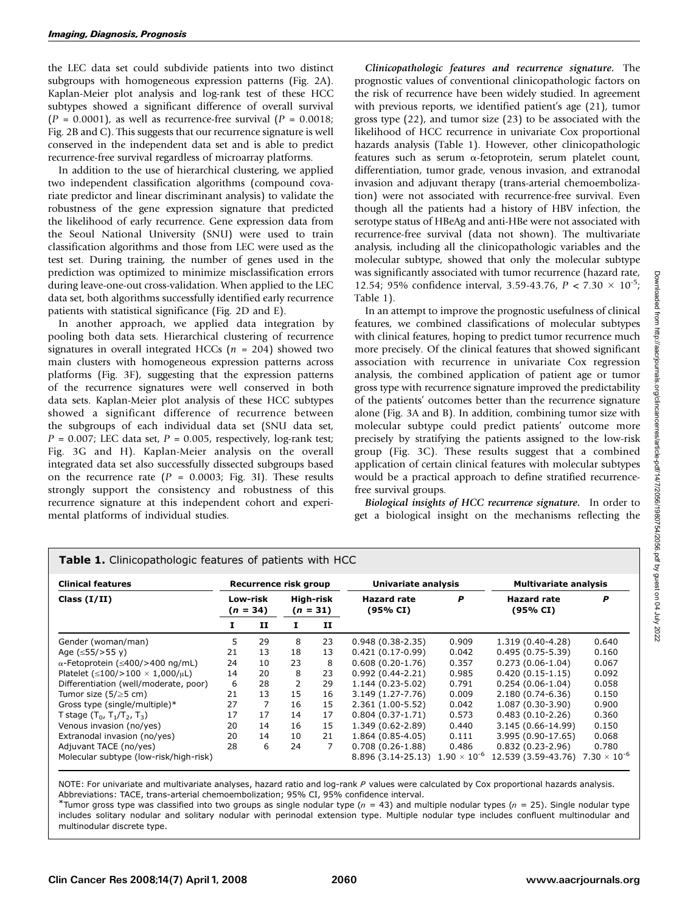the LEC data set could subdivide patients into two distinct subgroups with homogeneous expression patterns (Fig. 2A). Kaplan-Meier plot analysis and log-rank test of these HCC subtypes showed a significant difference of overall survival ($P = 0.0001$), as well as recurrence-free survival ($P = 0.0018$; Fig. 2B and C). This suggests that our recurrence signature is well conserved in the independent data set and is able to predict recurrence-free survival regardless of microarray platforms.

In addition to the use of hierarchical clustering, we applied two independent classification algorithms (compound covariate predictor and linear discriminant analysis) to validate the robustness of the gene expression signature that predicted the likelihood of early recurrence. Gene expression data from the Seoul National University (SNU) were used to train classification algorithms and those from LEC were used as the test set. During training, the number of genes used in the prediction was optimized to minimize misclassification errors during leave-one-out cross-validation. When applied to the LEC data set, both algorithms successfully identified early recurrence patients with statistical significance (Fig. 2D and E).

In another approach, we applied data integration by pooling both data sets. Hierarchical clustering of recurrence signatures in overall integrated HCCs ($n = 204$) showed two main clusters with homogeneous expression patterns across platforms (Fig. 3F), suggesting that the expression patterns of the recurrence signatures were well conserved in both data sets. Kaplan-Meier plot analysis of these HCC subtypes showed a significant difference of recurrence between the subgroups of each individual data set (SNU data set, $P = 0.007$; LEC data set, $P = 0.005$, respectively, log-rank test; Fig. 3G and H). Kaplan-Meier analysis on the overall integrated data set also successfully dissected subgroups based on the recurrence rate ($P = 0.0003$; Fig. 3I). These results strongly support the consistency and robustness of this recurrence signature at this independent cohort and experimental platforms of individual studies.

***Clinicopathologic features and recurrence signature.*** The prognostic values of conventional clinicopathologic factors on the risk of recurrence have been widely studied. In agreement with previous reports, we identified patient's age (21), tumor gross type (22), and tumor size (23) to be associated with the likelihood of HCC recurrence in univariate Cox proportional hazards analysis (Table 1). However, other clinicopathologic features such as serum α-fetoprotein, serum platelet count, differentiation, tumor grade, venous invasion, and extranodal invasion and adjuvant therapy (trans-arterial chemoembolization) were not associated with recurrence-free survival. Even though all the patients had a history of HBV infection, the serotype status of HBeAg and anti-HBe were not associated with recurrence-free survival (data not shown). The multivariate analysis, including all the clinicopathologic variables and the molecular subtype, showed that only the molecular subtype was significantly associated with tumor recurrence (hazard rate, 12.54; 95% confidence interval, 3.59-43.76, $P < 7.30 \times 10^{-5}$; Table 1).

In an attempt to improve the prognostic usefulness of clinical features, we combined classifications of molecular subtypes with clinical features, hoping to predict tumor recurrence much more precisely. Of the clinical features that showed significant association with recurrence in univariate Cox regression analysis, the combined application of patient age or tumor gross type with recurrence signature improved the predictability of the patients' outcomes better than the recurrence signature alone (Fig. 3A and B). In addition, combining tumor size with molecular subtype could predict patients' outcome more precisely by stratifying the patients assigned to the low-risk group (Fig. 3C). These results suggest that a combined application of certain clinical features with molecular subtypes would be a practical approach to define stratified recurrence-free survival groups.

***Biological insights of HCC recurrence signature.*** In order to get a biological insight on the mechanisms reflecting the

**Table 1.** Clinicopathologic features of patients with HCC

| Clinical features | Recurrence risk group | | | | Univariate analysis | | Multivariate analysis | |
|---|---|---|---|---|---|---|---|---|
| Class (I/II) | Low-risk ($n = 34$) | | High-risk ($n = 31$) | | Hazard rate (95% CI) | *P* | Hazard rate (95% CI) | *P* |
| | I | II | I | II | | | | |
| Gender (woman/man) | 5 | 29 | 8 | 23 | 0.948 (0.38-2.35) | 0.909 | 1.319 (0.40-4.28) | 0.640 |
| Age (≤55/>55 y) | 21 | 13 | 18 | 13 | 0.421 (0.17-0.99) | 0.042 | 0.495 (0.75-5.39) | 0.160 |
| α-Fetoprotein (≤400/>400 ng/mL) | 24 | 10 | 23 | 8 | 0.608 (0.20-1.76) | 0.357 | 0.273 (0.06-1.04) | 0.067 |
| Platelet (≤100/>100 × 1,000/μL) | 14 | 20 | 8 | 23 | 0.992 (0.44-2.21) | 0.985 | 0.420 (0.15-1.15) | 0.092 |
| Differentiation (well/moderate, poor) | 6 | 28 | 2 | 29 | 1.144 (0.23-5.02) | 0.791 | 0.254 (0.06-1.04) | 0.058 |
| Tumor size (5/≥5 cm) | 21 | 13 | 15 | 16 | 3.149 (1.27-7.76) | 0.009 | 2.180 (0.74-6.36) | 0.150 |
| Gross type (single/multiple)* | 27 | 7 | 16 | 15 | 2.361 (1.00-5.52) | 0.042 | 1.087 (0.30-3.90) | 0.900 |
| T stage ($T_0$, $T_1$/$T_2$, $T_3$) | 17 | 17 | 14 | 17 | 0.804 (0.37-1.71) | 0.573 | 0.483 (0.10-2.26) | 0.360 |
| Venous invasion (no/yes) | 20 | 14 | 16 | 15 | 1.349 (0.62-2.89) | 0.440 | 3.145 (0.66-14.99) | 0.150 |
| Extranodal invasion (no/yes) | 20 | 14 | 10 | 21 | 1.864 (0.85-4.05) | 0.111 | 3.995 (0.90-17.65) | 0.068 |
| Adjuvant TACE (no/yes) | 28 | 6 | 24 | 7 | 0.708 (0.26-1.88) | 0.486 | 0.832 (0.23-2.96) | 0.780 |
| Molecular subtype (low-risk/high-risk) | | | | | 8.896 (3.14-25.13) | $1.90 \times 10^{-6}$ | 12.539 (3.59-43.76) | $7.30 \times 10^{-6}$ |

NOTE: For univariate and multivariate analyses, hazard ratio and log-rank *P* values were calculated by Cox proportional hazards analysis.
Abbreviations: TACE, trans-arterial chemoembolization; 95% CI, 95% confidence interval.
*Tumor gross type was classified into two groups as single nodular type ($n = 43$) and multiple nodular types ($n = 25$). Single nodular type includes solitary nodular and solitary nodular with perinodal extension type. Multiple nodular type includes confluent multinodular and multinodular discrete type.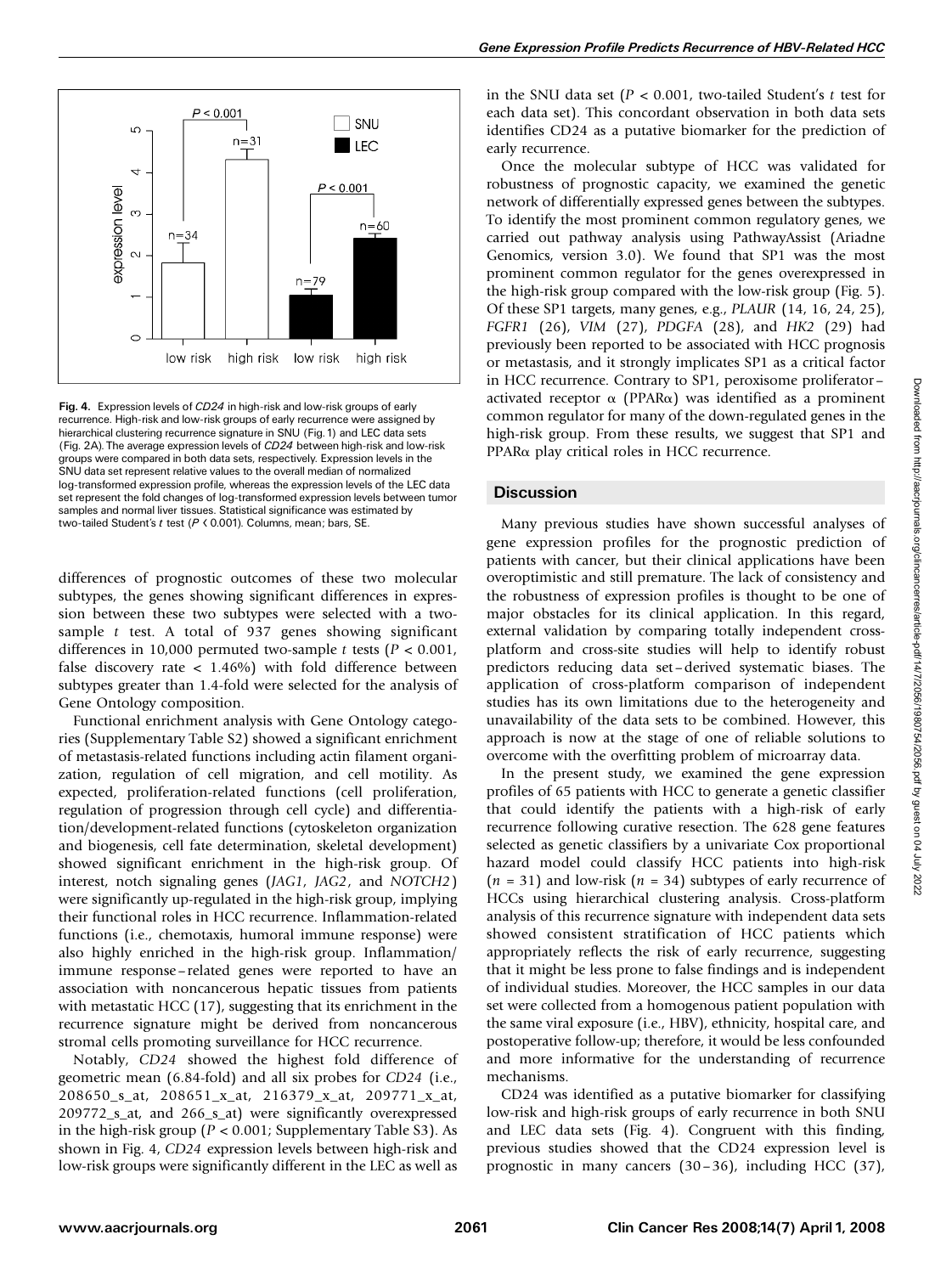Fig. 4. Expression levels of *CD24* in high-risk and low-risk groups of early recurrence. High-risk and low-risk groups of early recurrence were assigned by hierarchical clustering recurrence signature in SNU (Fig. 1) and LEC data sets (Fig. 2A). The average expression levels of *CD24* between high-risk and low-risk groups were compared in both data sets, respectively. Expression levels in the SNU data set represent relative values to the overall median of normalized log-transformed expression profile, whereas the expression levels of the LEC data set represent the fold changes of log-transformed expression levels between tumor samples and normal liver tissues. Statistical significance was estimated by two-tailed Student's *t* test ($P < 0.001$). Columns, mean; bars, SE.

differences of prognostic outcomes of these two molecular subtypes, the genes showing significant differences in expression between these two subtypes were selected with a two-sample *t* test. A total of 937 genes showing significant differences in 10,000 permuted two-sample *t* tests ($P < 0.001$, false discovery rate < 1.46%) with fold difference between subtypes greater than 1.4-fold were selected for the analysis of Gene Ontology composition.

Functional enrichment analysis with Gene Ontology categories (Supplementary Table S2) showed a significant enrichment of metastasis-related functions including actin filament organization, regulation of cell migration, and cell motility. As expected, proliferation-related functions (cell proliferation, regulation of progression through cell cycle) and differentiation/development-related functions (cytoskeleton organization and biogenesis, cell fate determination, skeletal development) showed significant enrichment in the high-risk group. Of interest, notch signaling genes (*JAG1*, *JAG2*, and *NOTCH2*) were significantly up-regulated in the high-risk group, implying their functional roles in HCC recurrence. Inflammation-related functions (i.e., chemotaxis, humoral immune response) were also highly enriched in the high-risk group. Inflammation/immune response–related genes were reported to have an association with noncancerous hepatic tissues from patients with metastatic HCC (17), suggesting that its enrichment in the recurrence signature might be derived from noncancerous stromal cells promoting surveillance for HCC recurrence.

Notably, *CD24* showed the highest fold difference of geometric mean (6.84-fold) and all six probes for *CD24* (i.e., 208650_s_at, 208651_x_at, 216379_x_at, 209771_x_at, 209772_s_at, and 266_s_at) were significantly overexpressed in the high-risk group ($P < 0.001$; Supplementary Table S3). As shown in Fig. 4, *CD24* expression levels between high-risk and low-risk groups were significantly different in the LEC as well as in the SNU data set ($P < 0.001$, two-tailed Student's *t* test for each data set). This concordant observation in both data sets identifies CD24 as a putative biomarker for the prediction of early recurrence.

Once the molecular subtype of HCC was validated for robustness of prognostic capacity, we examined the genetic network of differentially expressed genes between the subtypes. To identify the most prominent common regulatory genes, we carried out pathway analysis using PathwayAssist (Ariadne Genomics, version 3.0). We found that SP1 was the most prominent common regulator for the genes overexpressed in the high-risk group compared with the low-risk group (Fig. 5). Of these SP1 targets, many genes, e.g., *PLAUR* (14, 16, 24, 25), *FGFR1* (26), *VIM* (27), *PDGFA* (28), and *HK2* (29) had previously been reported to be associated with HCC prognosis or metastasis, and it strongly implicates SP1 as a critical factor in HCC recurrence. Contrary to SP1, peroxisome proliferator–activated receptor α (PPARα) was identified as a prominent common regulator for many of the down-regulated genes in the high-risk group. From these results, we suggest that SP1 and PPARα play critical roles in HCC recurrence.

## Discussion

Many previous studies have shown successful analyses of gene expression profiles for the prognostic prediction of patients with cancer, but their clinical applications have been overoptimistic and still premature. The lack of consistency and the robustness of expression profiles is thought to be one of major obstacles for its clinical application. In this regard, external validation by comparing totally independent cross-platform and cross-site studies will help to identify robust predictors reducing data set–derived systematic biases. The application of cross-platform comparison of independent studies has its own limitations due to the heterogeneity and unavailability of the data sets to be combined. However, this approach is now at the stage of one of reliable solutions to overcome with the overfitting problem of microarray data.

In the present study, we examined the gene expression profiles of 65 patients with HCC to generate a genetic classifier that could identify the patients with a high-risk of early recurrence following curative resection. The 628 gene features selected as genetic classifiers by a univariate Cox proportional hazard model could classify HCC patients into high-risk ($n = 31$) and low-risk ($n = 34$) subtypes of early recurrence of HCCs using hierarchical clustering analysis. Cross-platform analysis of this recurrence signature with independent data sets showed consistent stratification of HCC patients which appropriately reflects the risk of early recurrence, suggesting that it might be less prone to false findings and is independent of individual studies. Moreover, the HCC samples in our data set were collected from a homogenous patient population with the same viral exposure (i.e., HBV), ethnicity, hospital care, and postoperative follow-up; therefore, it would be less confounded and more informative for the understanding of recurrence mechanisms.

CD24 was identified as a putative biomarker for classifying low-risk and high-risk groups of early recurrence in both SNU and LEC data sets (Fig. 4). Congruent with this finding, previous studies showed that the CD24 expression level is prognostic in many cancers (30–36), including HCC (37),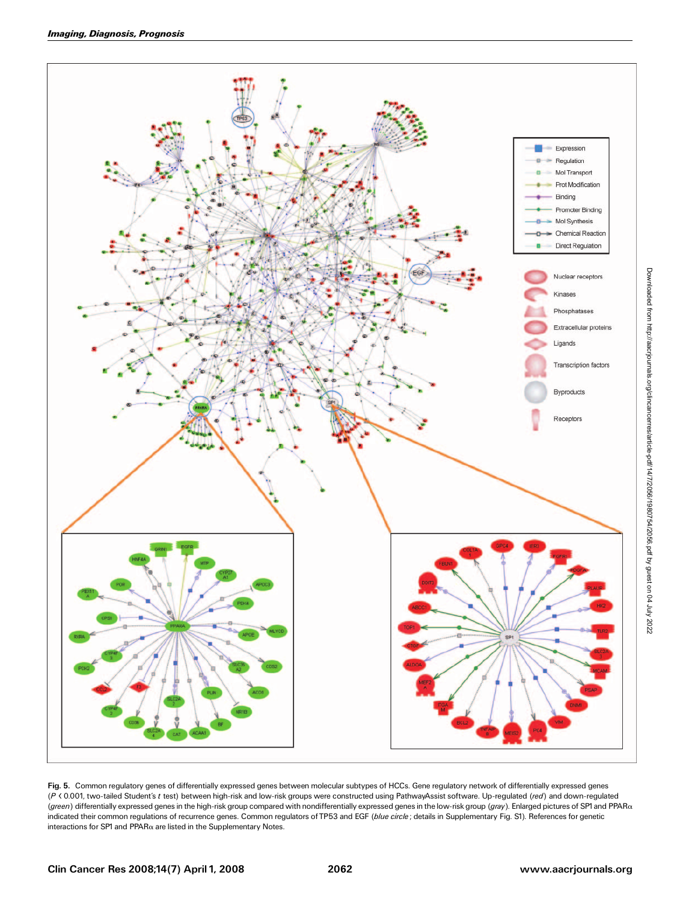**Fig. 5.** Common regulatory genes of differentially expressed genes between molecular subtypes of HCCs. Gene regulatory network of differentially expressed genes ($P < 0.001$, two-tailed Student's *t* test) between high-risk and low-risk groups were constructed using PathwayAssist software. Up-regulated (*red*) and down-regulated (*green*) differentially expressed genes in the high-risk group compared with nondifferentially expressed genes in the low-risk group (*gray*). Enlarged pictures of SP1 and PPARα indicated their common regulations of recurrence genes. Common regulators of TP53 and EGF (*blue circle*; details in Supplementary Fig. S1). References for genetic interactions for SP1 and PPARα are listed in the Supplementary Notes.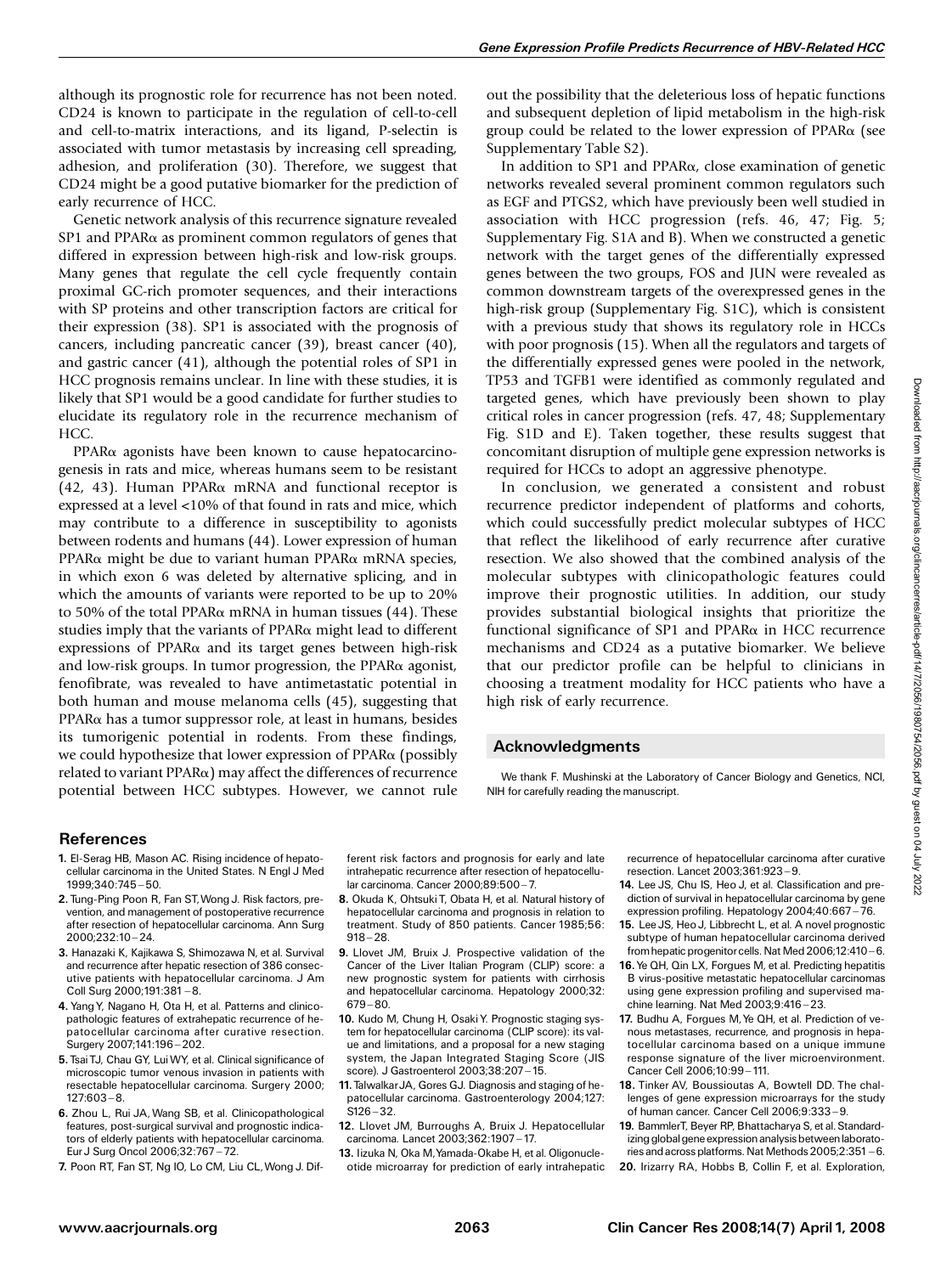although its prognostic role for recurrence has not been noted. CD24 is known to participate in the regulation of cell-to-cell and cell-to-matrix interactions, and its ligand, P-selectin is associated with tumor metastasis by increasing cell spreading, adhesion, and proliferation (30). Therefore, we suggest that CD24 might be a good putative biomarker for the prediction of early recurrence of HCC.

Genetic network analysis of this recurrence signature revealed SP1 and PPARα as prominent common regulators of genes that differed in expression between high-risk and low-risk groups. Many genes that regulate the cell cycle frequently contain proximal GC-rich promoter sequences, and their interactions with SP proteins and other transcription factors are critical for their expression (38). SP1 is associated with the prognosis of cancers, including pancreatic cancer (39), breast cancer (40), and gastric cancer (41), although the potential roles of SP1 in HCC prognosis remains unclear. In line with these studies, it is likely that SP1 would be a good candidate for further studies to elucidate its regulatory role in the recurrence mechanism of HCC.

PPARα agonists have been known to cause hepatocarcinogenesis in rats and mice, whereas humans seem to be resistant (42, 43). Human PPARα mRNA and functional receptor is expressed at a level <10% of that found in rats and mice, which may contribute to a difference in susceptibility to agonists between rodents and humans (44). Lower expression of human PPARα might be due to variant human PPARα mRNA species, in which exon 6 was deleted by alternative splicing, and in which the amounts of variants were reported to be up to 20% to 50% of the total PPARα mRNA in human tissues (44). These studies imply that the variants of PPARα might lead to different expressions of PPARα and its target genes between high-risk and low-risk groups. In tumor progression, the PPARα agonist, fenofibrate, was revealed to have antimetastatic potential in both human and mouse melanoma cells (45), suggesting that PPARα has a tumor suppressor role, at least in humans, besides its tumorigenic potential in rodents. From these findings, we could hypothesize that lower expression of PPARα (possibly related to variant PPARα) may affect the differences of recurrence potential between HCC subtypes. However, we cannot rule out the possibility that the deleterious loss of hepatic functions and subsequent depletion of lipid metabolism in the high-risk group could be related to the lower expression of PPARα (see Supplementary Table S2).

In addition to SP1 and PPARα, close examination of genetic networks revealed several prominent common regulators such as EGF and PTGS2, which have previously been well studied in association with HCC progression (refs. 46, 47; Fig. 5; Supplementary Fig. S1A and B). When we constructed a genetic network with the target genes of the differentially expressed genes between the two groups, FOS and JUN were revealed as common downstream targets of the overexpressed genes in the high-risk group (Supplementary Fig. S1C), which is consistent with a previous study that shows its regulatory role in HCCs with poor prognosis (15). When all the regulators and targets of the differentially expressed genes were pooled in the network, TP53 and TGFB1 were identified as commonly regulated and targeted genes, which have previously been shown to play critical roles in cancer progression (refs. 47, 48; Supplementary Fig. S1D and E). Taken together, these results suggest that concomitant disruption of multiple gene expression networks is required for HCCs to adopt an aggressive phenotype.

In conclusion, we generated a consistent and robust recurrence predictor independent of platforms and cohorts, which could successfully predict molecular subtypes of HCC that reflect the likelihood of early recurrence after curative resection. We also showed that the combined analysis of the molecular subtypes with clinicopathologic features could improve their prognostic utilities. In addition, our study provides substantial biological insights that prioritize the functional significance of SP1 and PPARα in HCC recurrence mechanisms and CD24 as a putative biomarker. We believe that our predictor profile can be helpful to clinicians in choosing a treatment modality for HCC patients who have a high risk of early recurrence.

## Acknowledgments

We thank F. Mushinski at the Laboratory of Cancer Biology and Genetics, NCI, NIH for carefully reading the manuscript.

## References

1. El-Serag HB, Mason AC. Rising incidence of hepatocellular carcinoma in the United States. N Engl J Med 1999;340:745–50.
2. Tung-Ping Poon R, Fan ST, Wong J. Risk factors, prevention, and management of postoperative recurrence after resection of hepatocellular carcinoma. Ann Surg 2000;232:10–24.
3. Hanazaki K, Kajikawa S, Shimozawa N, et al. Survival and recurrence after hepatic resection of 386 consecutive patients with hepatocellular carcinoma. J Am Coll Surg 2000;191:381–8.
4. Yang Y, Nagano H, Ota H, et al. Patterns and clinicopathologic features of extrahepatic recurrence of hepatocellular carcinoma after curative resection. Surgery 2007;141:196–202.
5. Tsai TJ, Chau GY, Lui WY, et al. Clinical significance of microscopic tumor venous invasion in patients with resectable hepatocellular carcinoma. Surgery 2000;127:603–8.
6. Zhou L, Rui JA, Wang SB, et al. Clinicopathological features, post-surgical survival and prognostic indicators of elderly patients with hepatocellular carcinoma. Eur J Surg Oncol 2006;32:767–72.
7. Poon RT, Fan ST, Ng IO, Lo CM, Liu CL, Wong J. Different risk factors and prognosis for early and late intrahepatic recurrence after resection of hepatocellular carcinoma. Cancer 2000;89:500–7.
8. Okuda K, Ohtsuki T, Obata H, et al. Natural history of hepatocellular carcinoma and prognosis in relation to treatment. Study of 850 patients. Cancer 1985;56:918–28.
9. Llovet JM, Bruix J. Prospective validation of the Cancer of the Liver Italian Program (CLIP) score: a new prognostic system for patients with cirrhosis and hepatocellular carcinoma. Hepatology 2000;32:679–80.
10. Kudo M, Chung H, Osaki Y. Prognostic staging system for hepatocellular carcinoma (CLIP score): its value and limitations, and a proposal for a new staging system, the Japan Integrated Staging Score (JIS score). J Gastroenterol 2003;38:207–15.
11. Talwalkar JA, Gores GJ. Diagnosis and staging of hepatocellular carcinoma. Gastroenterology 2004;127:S126–32.
12. Llovet JM, Burroughs A, Bruix J. Hepatocellular carcinoma. Lancet 2003;362:1907–17.
13. Iizuka N, Oka M, Yamada-Okabe H, et al. Oligonucleotide microarray for prediction of early intrahepatic recurrence of hepatocellular carcinoma after curative resection. Lancet 2003;361:923–9.
14. Lee JS, Chu IS, Heo J, et al. Classification and prediction of survival in hepatocellular carcinoma by gene expression profiling. Hepatology 2004;40:667–76.
15. Lee JS, Heo J, Libbrecht L, et al. A novel prognostic subtype of human hepatocellular carcinoma derived from hepatic progenitor cells. Nat Med 2006;12:410–6.
16. Ye QH, Qin LX, Forgues M, et al. Predicting hepatitis B virus-positive metastatic hepatocellular carcinomas using gene expression profiling and supervised machine learning. Nat Med 2003;9:416–23.
17. Budhu A, Forgues M, Ye QH, et al. Prediction of venous metastases, recurrence, and prognosis in hepatocellular carcinoma based on a unique immune response signature of the liver microenvironment. Cancer Cell 2006;10:99–111.
18. Tinker AV, Boussioutas A, Bowtell DD. The challenges of gene expression microarrays for the study of human cancer. Cancer Cell 2006;9:333–9.
19. Bammler T, Beyer RP, Bhattacharya S, et al. Standardizing global gene expression analysis between laboratories and across platforms. Nat Methods 2005;2:351–6.
20. Irizarry RA, Hobbs B, Collin F, et al. Exploration,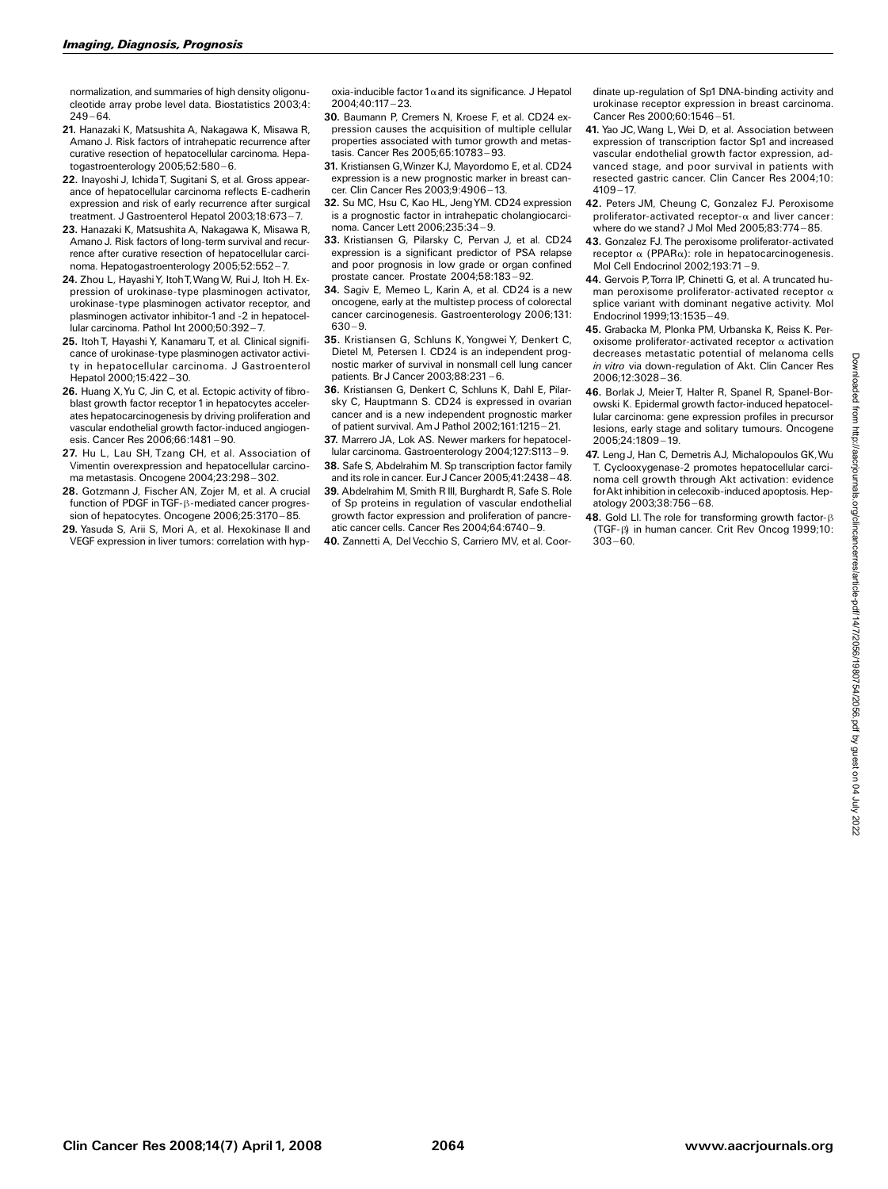normalization, and summaries of high density oligonucleotide array probe level data. Biostatistics 2003;4:249–64.

21. Hanazaki K, Matsushita A, Nakagawa K, Misawa R, Amano J. Risk factors of intrahepatic recurrence after curative resection of hepatocellular carcinoma. Hepatogastroenterology 2005;52:580–6.

22. Inayoshi J, Ichida T, Sugitani S, et al. Gross appearance of hepatocellular carcinoma reflects E-cadherin expression and risk of early recurrence after surgical treatment. J Gastroenterol Hepatol 2003;18:673–7.

23. Hanazaki K, Matsushita A, Nakagawa K, Misawa R, Amano J. Risk factors of long-term survival and recurrence after curative resection of hepatocellular carcinoma. Hepatogastroenterology 2005;52:552–7.

24. Zhou L, Hayashi Y, Itoh T, Wang W, Rui J, Itoh H. Expression of urokinase-type plasminogen activator, urokinase-type plasminogen activator receptor, and plasminogen activator inhibitor-1 and -2 in hepatocellular carcinoma. Pathol Int 2000;50:392–7.

25. Itoh T, Hayashi Y, Kanamaru T, et al. Clinical significance of urokinase-type plasminogen activator activity in hepatocellular carcinoma. J Gastroenterol Hepatol 2000;15:422–30.

26. Huang X, Yu C, Jin C, et al. Ectopic activity of fibroblast growth factor receptor 1 in hepatocytes accelerates hepatocarcinogenesis by driving proliferation and vascular endothelial growth factor-induced angiogenesis. Cancer Res 2006;66:1481–90.

27. Hu L, Lau SH, Tzang CH, et al. Association of Vimentin overexpression and hepatocellular carcinoma metastasis. Oncogene 2004;23:298–302.

28. Gotzmann J, Fischer AN, Zojer M, et al. A crucial function of PDGF in TGF-β-mediated cancer progression of hepatocytes. Oncogene 2006;25:3170–85.

29. Yasuda S, Arii S, Mori A, et al. Hexokinase II and VEGF expression in liver tumors: correlation with hypoxia-inducible factor 1α and its significance. J Hepatol 2004;40:117–23.

30. Baumann P, Cremers N, Kroese F, et al. CD24 expression causes the acquisition of multiple cellular properties associated with tumor growth and metastasis. Cancer Res 2005;65:10783–93.

31. Kristiansen G, Winzer KJ, Mayordomo E, et al. CD24 expression is a new prognostic marker in breast cancer. Clin Cancer Res 2003;9:4906–13.

32. Su MC, Hsu C, Kao HL, Jeng YM. CD24 expression is a prognostic factor in intrahepatic cholangiocarcinoma. Cancer Lett 2006;235:34–9.

33. Kristiansen G, Pilarsky C, Pervan J, et al. CD24 expression is a significant predictor of PSA relapse and poor prognosis in low grade or organ confined prostate cancer. Prostate 2004;58:183–92.

34. Sagiv E, Memeo L, Karin A, et al. CD24 is a new oncogene, early at the multistep process of colorectal cancer carcinogenesis. Gastroenterology 2006;131:630–9.

35. Kristiansen G, Schluns K, Yongwei Y, Denkert C, Dietel M, Petersen I. CD24 is an independent prognostic marker of survival in nonsmall cell lung cancer patients. Br J Cancer 2003;88:231–6.

36. Kristiansen G, Denkert C, Schluns K, Dahl E, Pilarsky C, Hauptmann S. CD24 is expressed in ovarian cancer and is a new independent prognostic marker of patient survival. Am J Pathol 2002;161:1215–21.

37. Marrero JA, Lok AS. Newer markers for hepatocellular carcinoma. Gastroenterology 2004;127:S113–9.

38. Safe S, Abdelrahim M. Sp transcription factor family and its role in cancer. Eur J Cancer 2005;41:2438–48.

39. Abdelrahim M, Smith R III, Burghardt R, Safe S. Role of Sp proteins in regulation of vascular endothelial growth factor expression and proliferation of pancreatic cancer cells. Cancer Res 2004;64:6740–9.

40. Zannetti A, Del Vecchio S, Carriero MV, et al. Coordinate up-regulation of Sp1 DNA-binding activity and urokinase receptor expression in breast carcinoma. Cancer Res 2000;60:1546–51.

41. Yao JC, Wang L, Wei D, et al. Association between expression of transcription factor Sp1 and increased vascular endothelial growth factor expression, advanced stage, and poor survival in patients with resected gastric cancer. Clin Cancer Res 2004;10:4109–17.

42. Peters JM, Cheung C, Gonzalez FJ. Peroxisome proliferator-activated receptor-α and liver cancer: where do we stand? J Mol Med 2005;83:774–85.

43. Gonzalez FJ. The peroxisome proliferator-activated receptor α (PPARα): role in hepatocarcinogenesis. Mol Cell Endocrinol 2002;193:71–9.

44. Gervois P, Torra IP, Chinetti G, et al. A truncated human peroxisome proliferator-activated receptor α splice variant with dominant negative activity. Mol Endocrinol 1999;13:1535–49.

45. Grabacka M, Plonka PM, Urbanska K, Reiss K. Peroxisome proliferator-activated receptor α activation decreases metastatic potential of melanoma cells *in vitro* via down-regulation of Akt. Clin Cancer Res 2006;12:3028–36.

46. Borlak J, Meier T, Halter R, Spanel R, Spanel-Borowski K. Epidermal growth factor-induced hepatocellular carcinoma: gene expression profiles in precursor lesions, early stage and solitary tumours. Oncogene 2005;24:1809–19.

47. Leng J, Han C, Demetris AJ, Michalopoulos GK, Wu T. Cyclooxygenase-2 promotes hepatocellular carcinoma cell growth through Akt activation: evidence for Akt inhibition in celecoxib-induced apoptosis. Hepatology 2003;38:756–68.

48. Gold LI. The role for transforming growth factor-β (TGF-β) in human cancer. Crit Rev Oncog 1999;10:303–60.